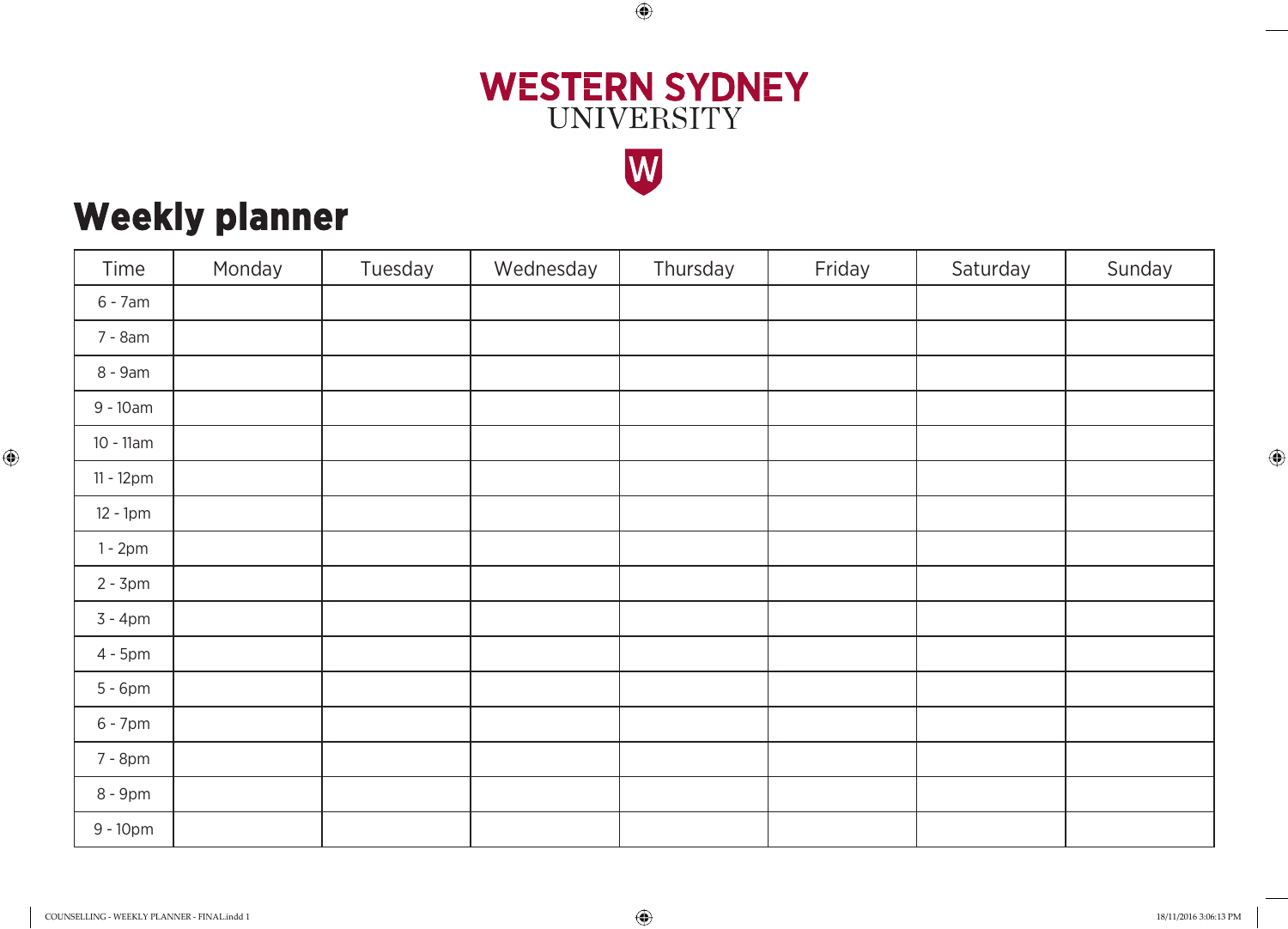WESTERN SYDNEY
UNIVERSITY

# Weekly planner

| Time | Monday | Tuesday | Wednesday | Thursday | Friday | Saturday | Sunday |
|---|---|---|---|---|---|---|---|
| 6 - 7am | | | | | | | |
| 7 - 8am | | | | | | | |
| 8 - 9am | | | | | | | |
| 9 - 10am | | | | | | | |
| 10 - 11am | | | | | | | |
| 11 - 12pm | | | | | | | |
| 12 - 1pm | | | | | | | |
| 1 - 2pm | | | | | | | |
| 2 - 3pm | | | | | | | |
| 3 - 4pm | | | | | | | |
| 4 - 5pm | | | | | | | |
| 5 - 6pm | | | | | | | |
| 6 - 7pm | | | | | | | |
| 7 - 8pm | | | | | | | |
| 8 - 9pm | | | | | | | |
| 9 - 10pm | | | | | | | |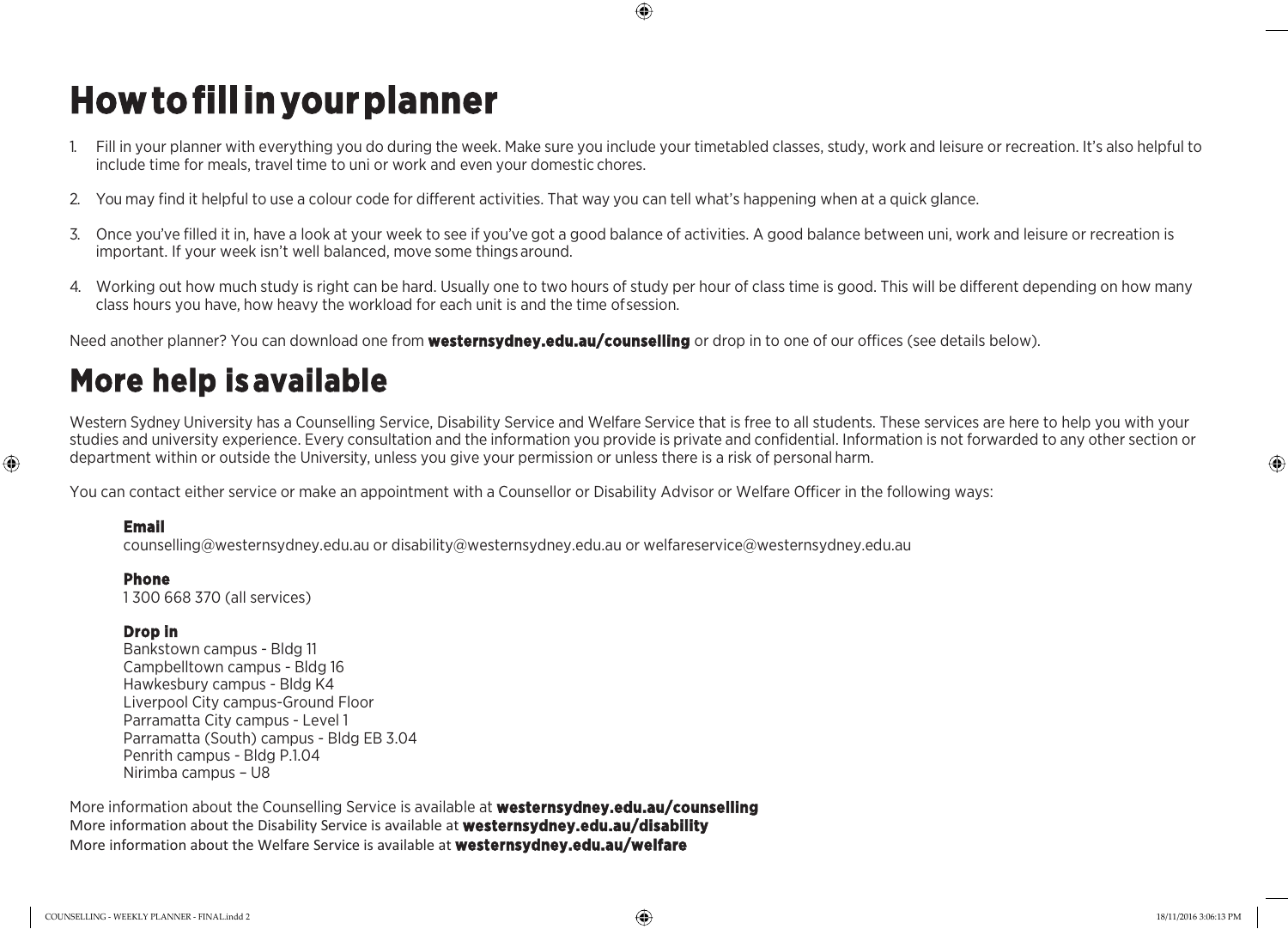# How to fill in your planner

1. Fill in your planner with everything you do during the week. Make sure you include your timetabled classes, study, work and leisure or recreation. It's also helpful to include time for meals, travel time to uni or work and even your domestic chores.

2. You may find it helpful to use a colour code for different activities. That way you can tell what's happening when at a quick glance.

3. Once you've filled it in, have a look at your week to see if you've got a good balance of activities. A good balance between uni, work and leisure or recreation is important. If your week isn't well balanced, move some things around.

4. Working out how much study is right can be hard. Usually one to two hours of study per hour of class time is good. This will be different depending on how many class hours you have, how heavy the workload for each unit is and the time of session.

Need another planner? You can download one from **westernsydney.edu.au/counselling** or drop in to one of our offices (see details below).

# More help is available

Western Sydney University has a Counselling Service, Disability Service and Welfare Service that is free to all students. These services are here to help you with your studies and university experience. Every consultation and the information you provide is private and confidential. Information is not forwarded to any other section or department within or outside the University, unless you give your permission or unless there is a risk of personal harm.

You can contact either service or make an appointment with a Counsellor or Disability Advisor or Welfare Officer in the following ways:

**Email**
counselling@westernsydney.edu.au or disability@westernsydney.edu.au or welfareservice@westernsydney.edu.au

**Phone**
1 300 668 370 (all services)

**Drop in**
Bankstown campus - Bldg 11
Campbelltown campus - Bldg 16
Hawkesbury campus - Bldg K4
Liverpool City campus-Ground Floor
Parramatta City campus - Level 1
Parramatta (South) campus - Bldg EB 3.04
Penrith campus - Bldg P.1.04
Nirimba campus – U8

More information about the Counselling Service is available at **westernsydney.edu.au/counselling**
More information about the Disability Service is available at **westernsydney.edu.au/disability**
More information about the Welfare Service is available at **westernsydney.edu.au/welfare**